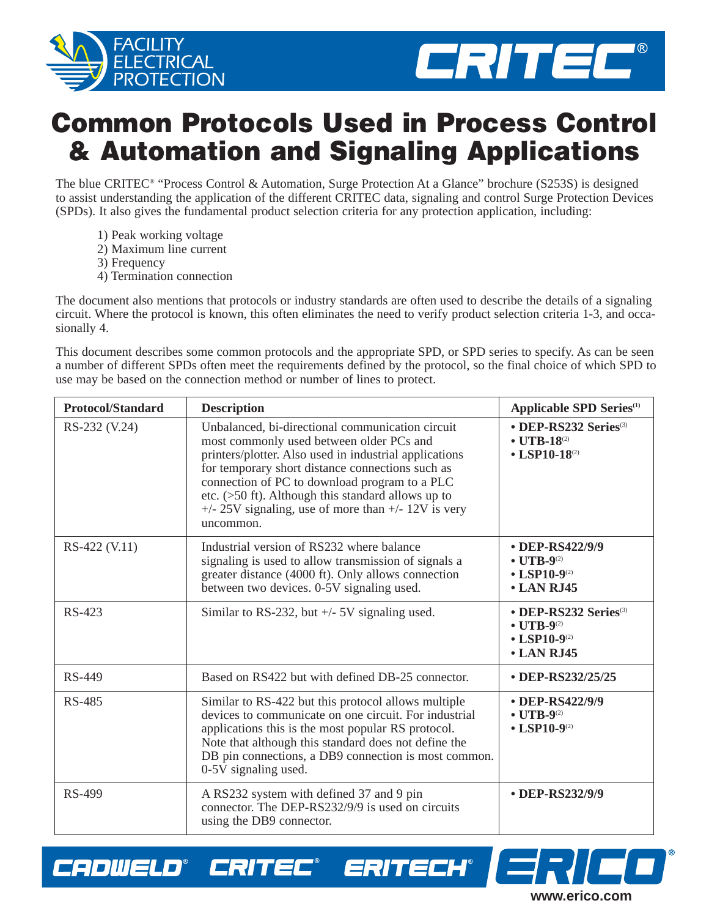# Common Protocols Used in Process Control & Automation and Signaling Applications

The blue CRITEC® "Process Control & Automation, Surge Protection At a Glance" brochure (S253S) is designed to assist understanding the application of the different CRITEC data, signaling and control Surge Protection Devices (SPDs). It also gives the fundamental product selection criteria for any protection application, including:

1) Peak working voltage
2) Maximum line current
3) Frequency
4) Termination connection

The document also mentions that protocols or industry standards are often used to describe the details of a signaling circuit. Where the protocol is known, this often eliminates the need to verify product selection criteria 1-3, and occasionally 4.

This document describes some common protocols and the appropriate SPD, or SPD series to specify. As can be seen a number of different SPDs often meet the requirements defined by the protocol, so the final choice of which SPD to use may be based on the connection method or number of lines to protect.

| Protocol/Standard | Description | Applicable SPD Series[1] |
|---|---|---|
| RS-232 (V.24) | Unbalanced, bi-directional communication circuit most commonly used between older PCs and printers/plotter. Also used in industrial applications for temporary short distance connections such as connection of PC to download program to a PLC etc. (>50 ft). Although this standard allows up to +/- 25V signaling, use of more than +/- 12V is very uncommon. | • **DEP-RS232 Series**[3]<br>• **UTB-18**[2]<br>• **LSP10-18**[2] |
| RS-422 (V.11) | Industrial version of RS232 where balance signaling is used to allow transmission of signals a greater distance (4000 ft). Only allows connection between two devices. 0-5V signaling used. | • **DEP-RS422/9/9**<br>• **UTB-9**[2]<br>• **LSP10-9**[2]<br>• **LAN RJ45** |
| RS-423 | Similar to RS-232, but +/- 5V signaling used. | • **DEP-RS232 Series**[3]<br>• **UTB-9**[2]<br>• **LSP10-9**[2]<br>• **LAN RJ45** |
| RS-449 | Based on RS422 but with defined DB-25 connector. | • **DEP-RS232/25/25** |
| RS-485 | Similar to RS-422 but this protocol allows multiple devices to communicate on one circuit. For industrial applications this is the most popular RS protocol. Note that although this standard does not define the DB pin connections, a DB9 connection is most common. 0-5V signaling used. | • **DEP-RS422/9/9**<br>• **UTB-9**[2]<br>• **LSP10-9**[2] |
| RS-499 | A RS232 system with defined 37 and 9 pin connector. The DEP-RS232/9/9 is used on circuits using the DB9 connector. | • **DEP-RS232/9/9** |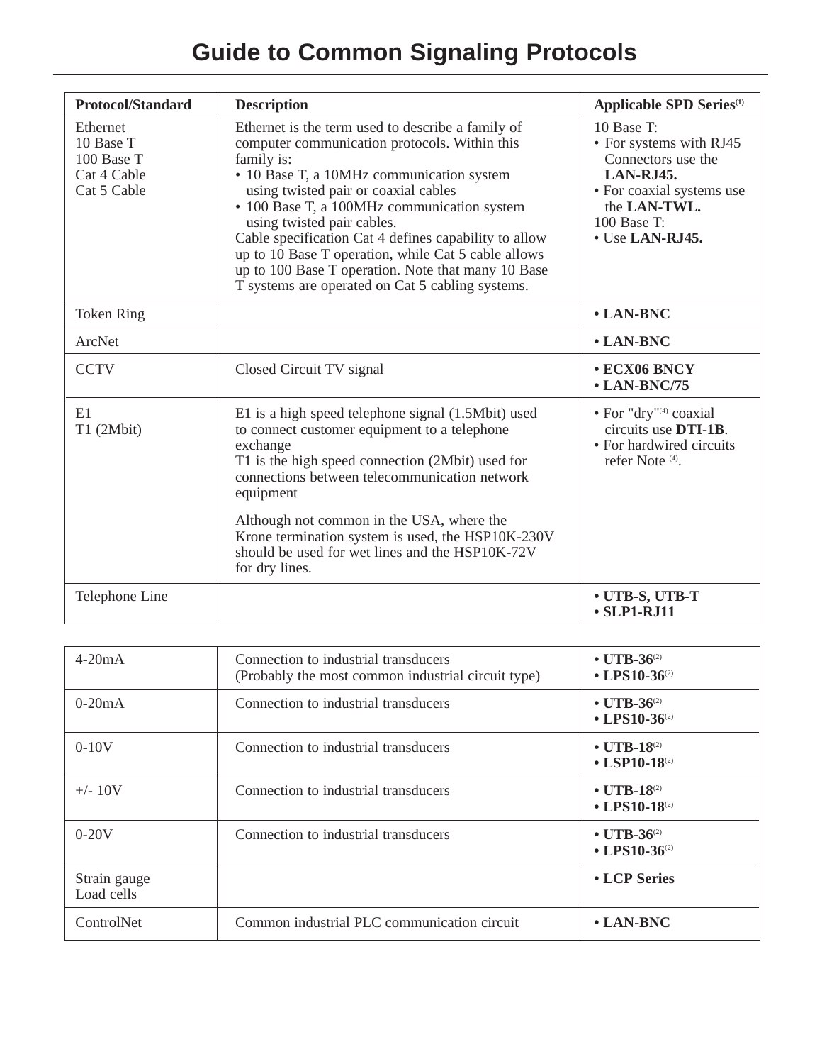# Guide to Common Signaling Protocols

| Protocol/Standard | Description | Applicable SPD Series[1] |
|---|---|---|
| Ethernet<br>10 Base T<br>100 Base T<br>Cat 4 Cable<br>Cat 5 Cable | Ethernet is the term used to describe a family of computer communication protocols. Within this family is:<br>• 10 Base T, a 10MHz communication system using twisted pair or coaxial cables<br>• 100 Base T, a 100MHz communication system using twisted pair cables.<br>Cable specification Cat 4 defines capability to allow up to 10 Base T operation, while Cat 5 cable allows up to 100 Base T operation. Note that many 10 Base T systems are operated on Cat 5 cabling systems. | 10 Base T:<br>• For systems with RJ45 Connectors use the **LAN-RJ45.**<br>• For coaxial systems use the **LAN-TWL.**<br>100 Base T:<br>• Use **LAN-RJ45.** |
| Token Ring | | **• LAN-BNC** |
| ArcNet | | **• LAN-BNC** |
| CCTV | Closed Circuit TV signal | **• ECX06 BNCY**<br>**• LAN-BNC/75** |
| E1<br>T1 (2Mbit) | E1 is a high speed telephone signal (1.5Mbit) used to connect customer equipment to a telephone exchange<br>T1 is the high speed connection (2Mbit) used for connections between telecommunication network equipment<br><br>Although not common in the USA, where the Krone termination system is used, the HSP10K-230V should be used for wet lines and the HSP10K-72V for dry lines. | • For "dry"[4] coaxial circuits use **DTI-1B**.<br>• For hardwired circuits refer Note [4]. |
| Telephone Line | | **• UTB-S, UTB-T**<br>**• SLP1-RJ11** |

| | | |
|---|---|---|
| 4-20mA | Connection to industrial transducers<br>(Probably the most common industrial circuit type) | **• UTB-36**[2]<br>**• LPS10-36**[2] |
| 0-20mA | Connection to industrial transducers | **• UTB-36**[2]<br>**• LPS10-36**[2] |
| 0-10V | Connection to industrial transducers | **• UTB-18**[2]<br>**• LSP10-18**[2] |
| +/- 10V | Connection to industrial transducers | **• UTB-18**[2]<br>**• LPS10-18**[2] |
| 0-20V | Connection to industrial transducers | **• UTB-36**[2]<br>**• LPS10-36**[2] |
| Strain gauge<br>Load cells | | **• LCP Series** |
| ControlNet | Common industrial PLC communication circuit | **• LAN-BNC** |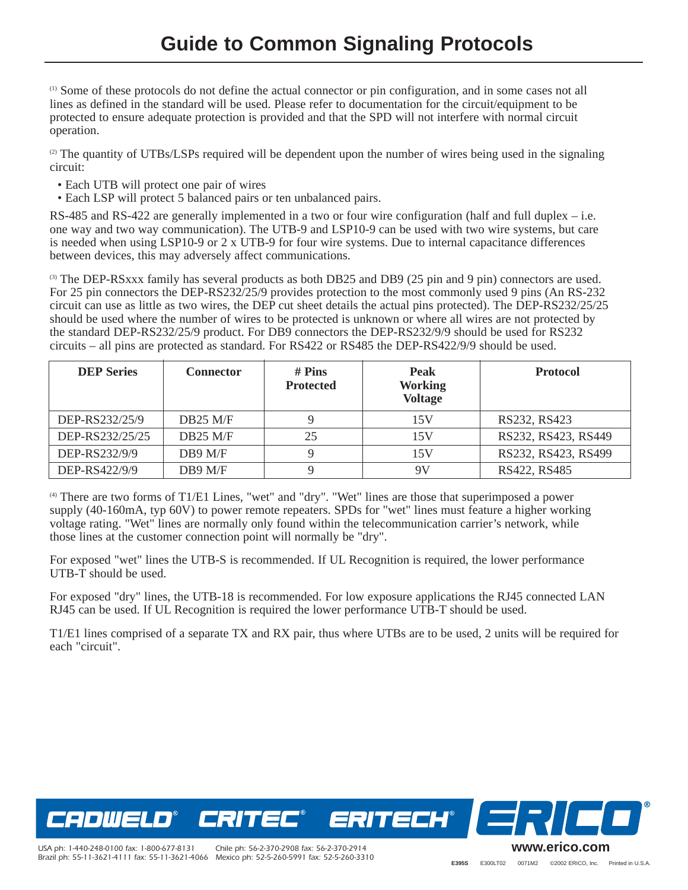# Guide to Common Signaling Protocols

[1] Some of these protocols do not define the actual connector or pin configuration, and in some cases not all lines as defined in the standard will be used. Please refer to documentation for the circuit/equipment to be protected to ensure adequate protection is provided and that the SPD will not interfere with normal circuit operation.

[2] The quantity of UTBs/LSPs required will be dependent upon the number of wires being used in the signaling circuit:

- Each UTB will protect one pair of wires
- Each LSP will protect 5 balanced pairs or ten unbalanced pairs.

RS-485 and RS-422 are generally implemented in a two or four wire configuration (half and full duplex – i.e. one way and two way communication). The UTB-9 and LSP10-9 can be used with two wire systems, but care is needed when using LSP10-9 or 2 x UTB-9 for four wire systems. Due to internal capacitance differences between devices, this may adversely affect communications.

[3] The DEP-RSxxx family has several products as both DB25 and DB9 (25 pin and 9 pin) connectors are used. For 25 pin connectors the DEP-RS232/25/9 provides protection to the most commonly used 9 pins (An RS-232 circuit can use as little as two wires, the DEP cut sheet details the actual pins protected). The DEP-RS232/25/25 should be used where the number of wires to be protected is unknown or where all wires are not protected by the standard DEP-RS232/25/9 product. For DB9 connectors the DEP-RS232/9/9 should be used for RS232 circuits – all pins are protected as standard. For RS422 or RS485 the DEP-RS422/9/9 should be used.

| DEP Series | Connector | # Pins Protected | Peak Working Voltage | Protocol |
|---|---|---|---|---|
| DEP-RS232/25/9 | DB25 M/F | 9 | 15V | RS232, RS423 |
| DEP-RS232/25/25 | DB25 M/F | 25 | 15V | RS232, RS423, RS449 |
| DEP-RS232/9/9 | DB9 M/F | 9 | 15V | RS232, RS423, RS499 |
| DEP-RS422/9/9 | DB9 M/F | 9 | 9V | RS422, RS485 |

[4] There are two forms of T1/E1 Lines, "wet" and "dry". "Wet" lines are those that superimposed a power supply (40-160mA, typ 60V) to power remote repeaters. SPDs for "wet" lines must feature a higher working voltage rating. "Wet" lines are normally only found within the telecommunication carrier's network, while those lines at the customer connection point will normally be "dry".

For exposed "wet" lines the UTB-S is recommended. If UL Recognition is required, the lower performance UTB-T should be used.

For exposed "dry" lines, the UTB-18 is recommended. For low exposure applications the RJ45 connected LAN RJ45 can be used. If UL Recognition is required the lower performance UTB-T should be used.

T1/E1 lines comprised of a separate TX and RX pair, thus where UTBs are to be used, 2 units will be required for each "circuit".

CADWELD® CRITEC® ERITECH® ERICO®

USA ph: 1-440-248-0100 fax: 1-800-677-8131 Chile ph: 56-2-370-2908 fax: 56-2-370-2914
Brazil ph: 55-11-3621-4111 fax: 55-11-3621-4066 Mexico ph: 52-5-260-5991 fax: 52-5-260-3310

www.erico.com

E395S E300LT02 0071M2 ©2002 ERICO, Inc. Printed in U.S.A.